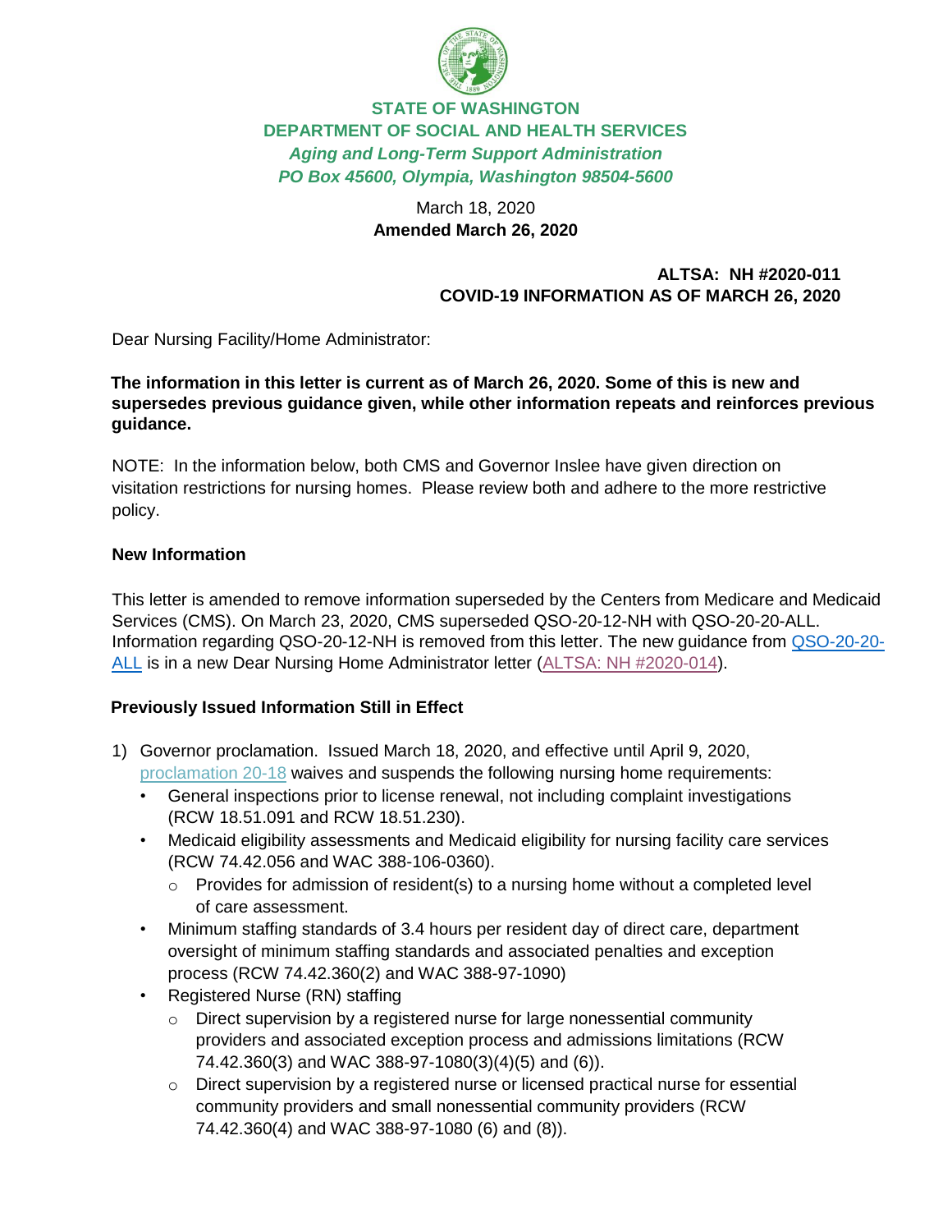**STATE OF WASHINGTON**
**DEPARTMENT OF SOCIAL AND HEALTH SERVICES**
***Aging and Long-Term Support Administration***
***PO Box 45600, Olympia, Washington 98504-5600***

March 18, 2020
**Amended March 26, 2020**

**ALTSA: NH #2020-011**
**COVID-19 INFORMATION AS OF MARCH 26, 2020**

Dear Nursing Facility/Home Administrator:

**The information in this letter is current as of March 26, 2020. Some of this is new and supersedes previous guidance given, while other information repeats and reinforces previous guidance.**

NOTE: In the information below, both CMS and Governor Inslee have given direction on visitation restrictions for nursing homes. Please review both and adhere to the more restrictive policy.

**New Information**

This letter is amended to remove information superseded by the Centers from Medicare and Medicaid Services (CMS). On March 23, 2020, CMS superseded QSO-20-12-NH with QSO-20-20-ALL. Information regarding QSO-20-12-NH is removed from this letter. The new guidance from QSO-20-20-ALL is in a new Dear Nursing Home Administrator letter (ALTSA: NH #2020-014).

**Previously Issued Information Still in Effect**

1) Governor proclamation. Issued March 18, 2020, and effective until April 9, 2020, proclamation 20-18 waives and suspends the following nursing home requirements:
   - General inspections prior to license renewal, not including complaint investigations (RCW 18.51.091 and RCW 18.51.230).
   - Medicaid eligibility assessments and Medicaid eligibility for nursing facility care services (RCW 74.42.056 and WAC 388-106-0360).
     - Provides for admission of resident(s) to a nursing home without a completed level of care assessment.
   - Minimum staffing standards of 3.4 hours per resident day of direct care, department oversight of minimum staffing standards and associated penalties and exception process (RCW 74.42.360(2) and WAC 388-97-1090)
   - Registered Nurse (RN) staffing
     - Direct supervision by a registered nurse for large nonessential community providers and associated exception process and admissions limitations (RCW 74.42.360(3) and WAC 388-97-1080(3)(4)(5) and (6)).
     - Direct supervision by a registered nurse or licensed practical nurse for essential community providers and small nonessential community providers (RCW 74.42.360(4) and WAC 388-97-1080 (6) and (8)).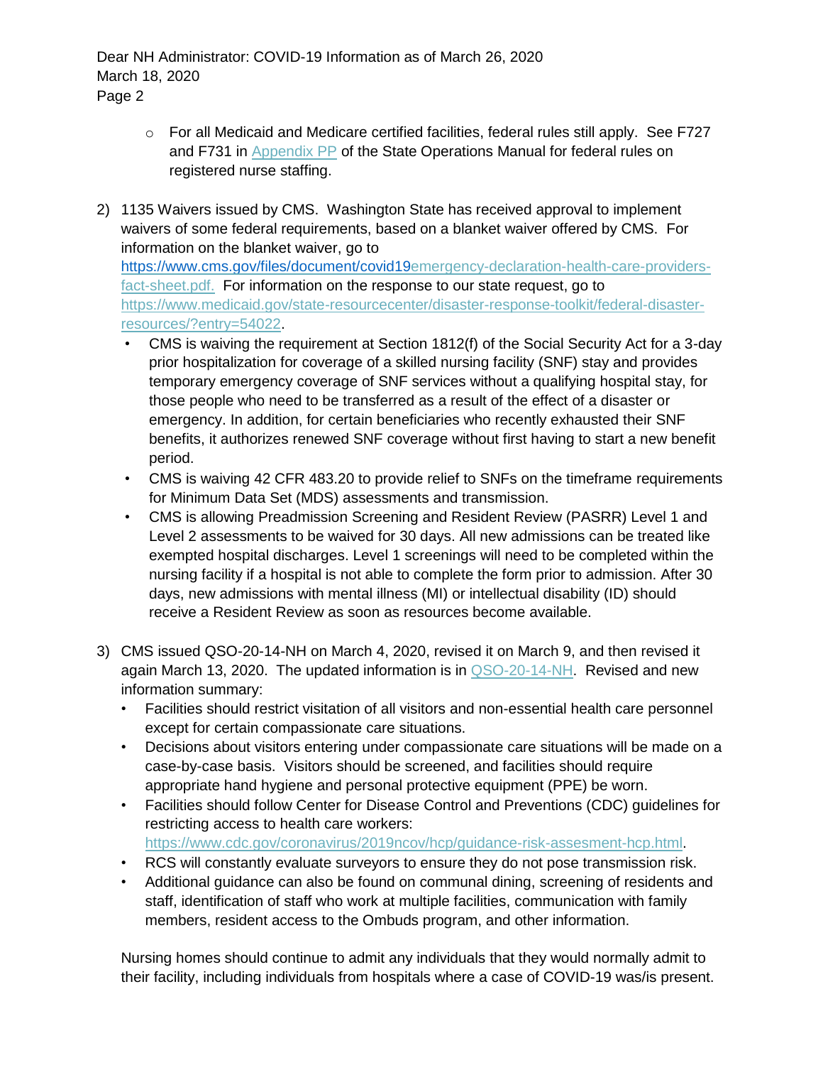- For all Medicaid and Medicare certified facilities, federal rules still apply. See F727 and F731 in Appendix PP of the State Operations Manual for federal rules on registered nurse staffing.

2) 1135 Waivers issued by CMS. Washington State has received approval to implement waivers of some federal requirements, based on a blanket waiver offered by CMS. For information on the blanket waiver, go to https://www.cms.gov/files/document/covid19emergency-declaration-health-care-providers-fact-sheet.pdf. For information on the response to our state request, go to https://www.medicaid.gov/state-resourcecenter/disaster-response-toolkit/federal-disaster-resources/?entry=54022.
   - CMS is waiving the requirement at Section 1812(f) of the Social Security Act for a 3-day prior hospitalization for coverage of a skilled nursing facility (SNF) stay and provides temporary emergency coverage of SNF services without a qualifying hospital stay, for those people who need to be transferred as a result of the effect of a disaster or emergency. In addition, for certain beneficiaries who recently exhausted their SNF benefits, it authorizes renewed SNF coverage without first having to start a new benefit period.
   - CMS is waiving 42 CFR 483.20 to provide relief to SNFs on the timeframe requirements for Minimum Data Set (MDS) assessments and transmission.
   - CMS is allowing Preadmission Screening and Resident Review (PASRR) Level 1 and Level 2 assessments to be waived for 30 days. All new admissions can be treated like exempted hospital discharges. Level 1 screenings will need to be completed within the nursing facility if a hospital is not able to complete the form prior to admission. After 30 days, new admissions with mental illness (MI) or intellectual disability (ID) should receive a Resident Review as soon as resources become available.

3) CMS issued QSO-20-14-NH on March 4, 2020, revised it on March 9, and then revised it again March 13, 2020. The updated information is in QSO-20-14-NH. Revised and new information summary:
   - Facilities should restrict visitation of all visitors and non-essential health care personnel except for certain compassionate care situations.
   - Decisions about visitors entering under compassionate care situations will be made on a case-by-case basis. Visitors should be screened, and facilities should require appropriate hand hygiene and personal protective equipment (PPE) be worn.
   - Facilities should follow Center for Disease Control and Preventions (CDC) guidelines for restricting access to health care workers: https://www.cdc.gov/coronavirus/2019ncov/hcp/guidance-risk-assesment-hcp.html.
   - RCS will constantly evaluate surveyors to ensure they do not pose transmission risk.
   - Additional guidance can also be found on communal dining, screening of residents and staff, identification of staff who work at multiple facilities, communication with family members, resident access to the Ombuds program, and other information.

   Nursing homes should continue to admit any individuals that they would normally admit to their facility, including individuals from hospitals where a case of COVID-19 was/is present.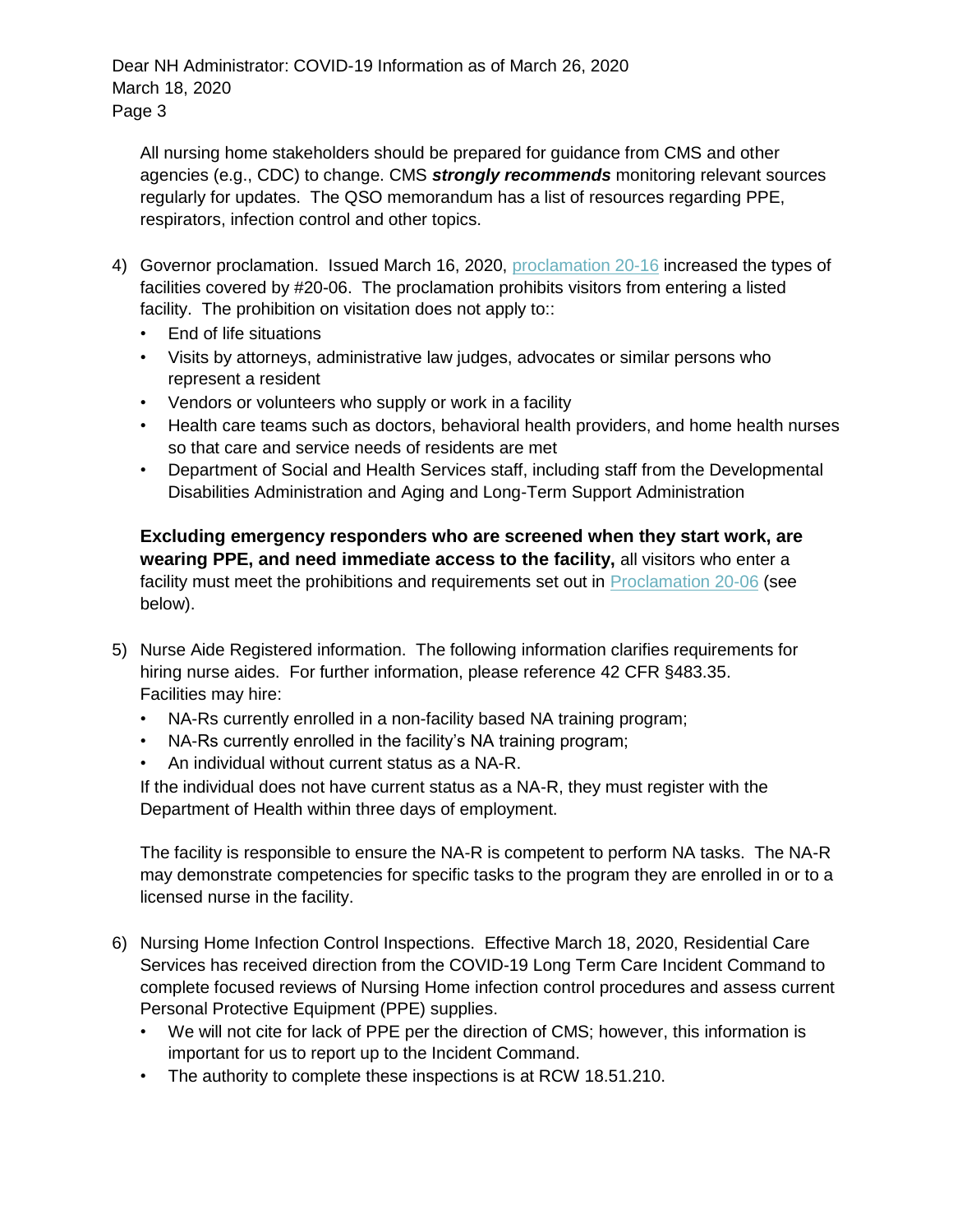All nursing home stakeholders should be prepared for guidance from CMS and other agencies (e.g., CDC) to change. CMS ***strongly recommends*** monitoring relevant sources regularly for updates. The QSO memorandum has a list of resources regarding PPE, respirators, infection control and other topics.

4) Governor proclamation. Issued March 16, 2020, proclamation 20-16 increased the types of facilities covered by #20-06. The proclamation prohibits visitors from entering a listed facility. The prohibition on visitation does not apply to::
   - End of life situations
   - Visits by attorneys, administrative law judges, advocates or similar persons who represent a resident
   - Vendors or volunteers who supply or work in a facility
   - Health care teams such as doctors, behavioral health providers, and home health nurses so that care and service needs of residents are met
   - Department of Social and Health Services staff, including staff from the Developmental Disabilities Administration and Aging and Long-Term Support Administration

   **Excluding emergency responders who are screened when they start work, are wearing PPE, and need immediate access to the facility,** all visitors who enter a facility must meet the prohibitions and requirements set out in Proclamation 20-06 (see below).

5) Nurse Aide Registered information. The following information clarifies requirements for hiring nurse aides. For further information, please reference 42 CFR §483.35. Facilities may hire:
   - NA-Rs currently enrolled in a non-facility based NA training program;
   - NA-Rs currently enrolled in the facility's NA training program;
   - An individual without current status as a NA-R.

   If the individual does not have current status as a NA-R, they must register with the Department of Health within three days of employment.

   The facility is responsible to ensure the NA-R is competent to perform NA tasks. The NA-R may demonstrate competencies for specific tasks to the program they are enrolled in or to a licensed nurse in the facility.

6) Nursing Home Infection Control Inspections. Effective March 18, 2020, Residential Care Services has received direction from the COVID-19 Long Term Care Incident Command to complete focused reviews of Nursing Home infection control procedures and assess current Personal Protective Equipment (PPE) supplies.
   - We will not cite for lack of PPE per the direction of CMS; however, this information is important for us to report up to the Incident Command.
   - The authority to complete these inspections is at RCW 18.51.210.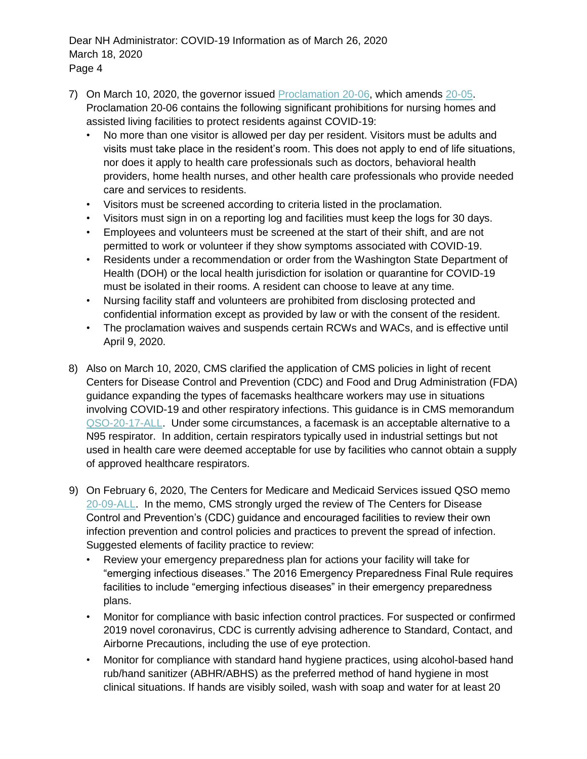7) On March 10, 2020, the governor issued Proclamation 20-06, which amends 20-05. Proclamation 20-06 contains the following significant prohibitions for nursing homes and assisted living facilities to protect residents against COVID-19:
   - No more than one visitor is allowed per day per resident. Visitors must be adults and visits must take place in the resident's room. This does not apply to end of life situations, nor does it apply to health care professionals such as doctors, behavioral health providers, home health nurses, and other health care professionals who provide needed care and services to residents.
   - Visitors must be screened according to criteria listed in the proclamation.
   - Visitors must sign in on a reporting log and facilities must keep the logs for 30 days.
   - Employees and volunteers must be screened at the start of their shift, and are not permitted to work or volunteer if they show symptoms associated with COVID-19.
   - Residents under a recommendation or order from the Washington State Department of Health (DOH) or the local health jurisdiction for isolation or quarantine for COVID-19 must be isolated in their rooms. A resident can choose to leave at any time.
   - Nursing facility staff and volunteers are prohibited from disclosing protected and confidential information except as provided by law or with the consent of the resident.
   - The proclamation waives and suspends certain RCWs and WACs, and is effective until April 9, 2020.

8) Also on March 10, 2020, CMS clarified the application of CMS policies in light of recent Centers for Disease Control and Prevention (CDC) and Food and Drug Administration (FDA) guidance expanding the types of facemasks healthcare workers may use in situations involving COVID-19 and other respiratory infections. This guidance is in CMS memorandum QSO-20-17-ALL. Under some circumstances, a facemask is an acceptable alternative to a N95 respirator. In addition, certain respirators typically used in industrial settings but not used in health care were deemed acceptable for use by facilities who cannot obtain a supply of approved healthcare respirators.

9) On February 6, 2020, The Centers for Medicare and Medicaid Services issued QSO memo 20-09-ALL. In the memo, CMS strongly urged the review of The Centers for Disease Control and Prevention's (CDC) guidance and encouraged facilities to review their own infection prevention and control policies and practices to prevent the spread of infection. Suggested elements of facility practice to review:
   - Review your emergency preparedness plan for actions your facility will take for "emerging infectious diseases." The 2016 Emergency Preparedness Final Rule requires facilities to include "emerging infectious diseases" in their emergency preparedness plans.
   - Monitor for compliance with basic infection control practices. For suspected or confirmed 2019 novel coronavirus, CDC is currently advising adherence to Standard, Contact, and Airborne Precautions, including the use of eye protection.
   - Monitor for compliance with standard hand hygiene practices, using alcohol-based hand rub/hand sanitizer (ABHR/ABHS) as the preferred method of hand hygiene in most clinical situations. If hands are visibly soiled, wash with soap and water for at least 20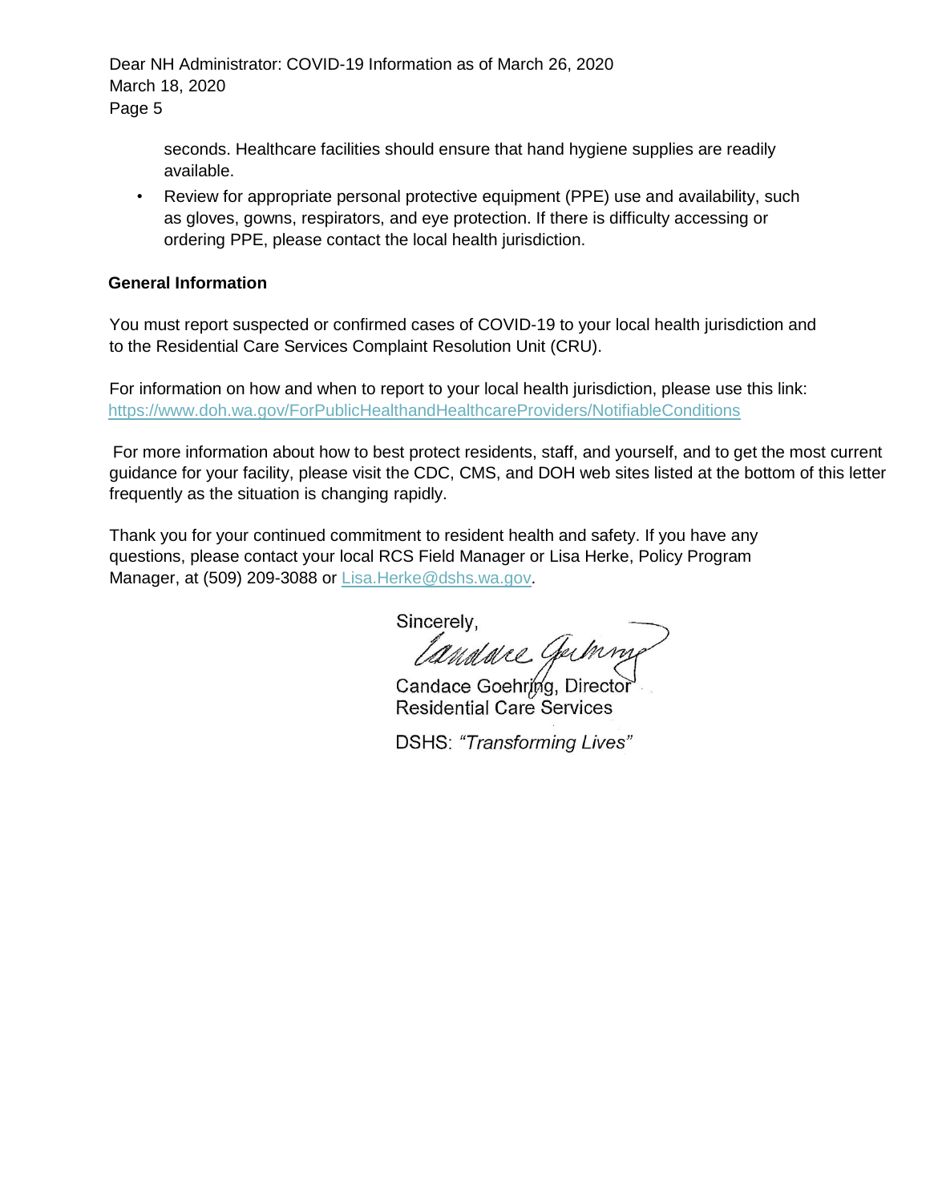seconds. Healthcare facilities should ensure that hand hygiene supplies are readily available.

- Review for appropriate personal protective equipment (PPE) use and availability, such as gloves, gowns, respirators, and eye protection. If there is difficulty accessing or ordering PPE, please contact the local health jurisdiction.

**General Information**

You must report suspected or confirmed cases of COVID-19 to your local health jurisdiction and to the Residential Care Services Complaint Resolution Unit (CRU).

For information on how and when to report to your local health jurisdiction, please use this link: https://www.doh.wa.gov/ForPublicHealthandHealthcareProviders/NotifiableConditions

For more information about how to best protect residents, staff, and yourself, and to get the most current guidance for your facility, please visit the CDC, CMS, and DOH web sites listed at the bottom of this letter frequently as the situation is changing rapidly.

Thank you for your continued commitment to resident health and safety. If you have any questions, please contact your local RCS Field Manager or Lisa Herke, Policy Program Manager, at (509) 209-3088 or Lisa.Herke@dshs.wa.gov.

Sincerely,

Candace Goehring, Director
Residential Care Services

DSHS: *"Transforming Lives"*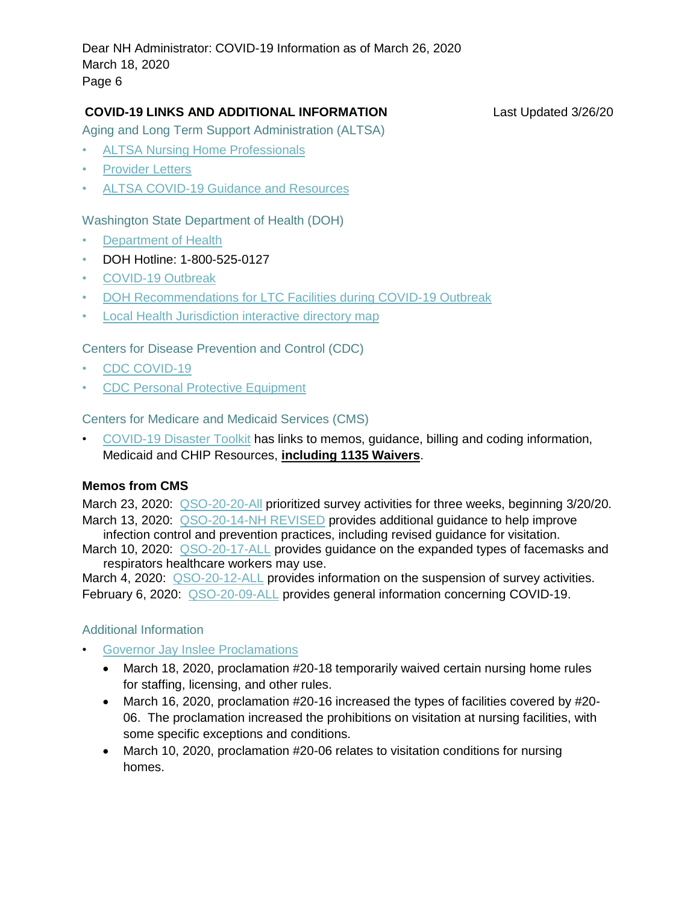## COVID-19 LINKS AND ADDITIONAL INFORMATION

Last Updated 3/26/20

### Aging and Long Term Support Administration (ALTSA)

- ALTSA Nursing Home Professionals
- Provider Letters
- ALTSA COVID-19 Guidance and Resources

### Washington State Department of Health (DOH)

- Department of Health
- DOH Hotline: 1-800-525-0127
- COVID-19 Outbreak
- DOH Recommendations for LTC Facilities during COVID-19 Outbreak
- Local Health Jurisdiction interactive directory map

### Centers for Disease Prevention and Control (CDC)

- CDC COVID-19
- CDC Personal Protective Equipment

### Centers for Medicare and Medicaid Services (CMS)

- COVID-19 Disaster Toolkit has links to memos, guidance, billing and coding information, Medicaid and CHIP Resources, **including 1135 Waivers**.

**Memos from CMS**

March 23, 2020: QSO-20-20-All prioritized survey activities for three weeks, beginning 3/20/20.
March 13, 2020: QSO-20-14-NH REVISED provides additional guidance to help improve infection control and prevention practices, including revised guidance for visitation.
March 10, 2020: QSO-20-17-ALL provides guidance on the expanded types of facemasks and respirators healthcare workers may use.
March 4, 2020: QSO-20-12-ALL provides information on the suspension of survey activities.
February 6, 2020: QSO-20-09-ALL provides general information concerning COVID-19.

### Additional Information

- Governor Jay Inslee Proclamations
  - March 18, 2020, proclamation #20-18 temporarily waived certain nursing home rules for staffing, licensing, and other rules.
  - March 16, 2020, proclamation #20-16 increased the types of facilities covered by #20-06. The proclamation increased the prohibitions on visitation at nursing facilities, with some specific exceptions and conditions.
  - March 10, 2020, proclamation #20-06 relates to visitation conditions for nursing homes.